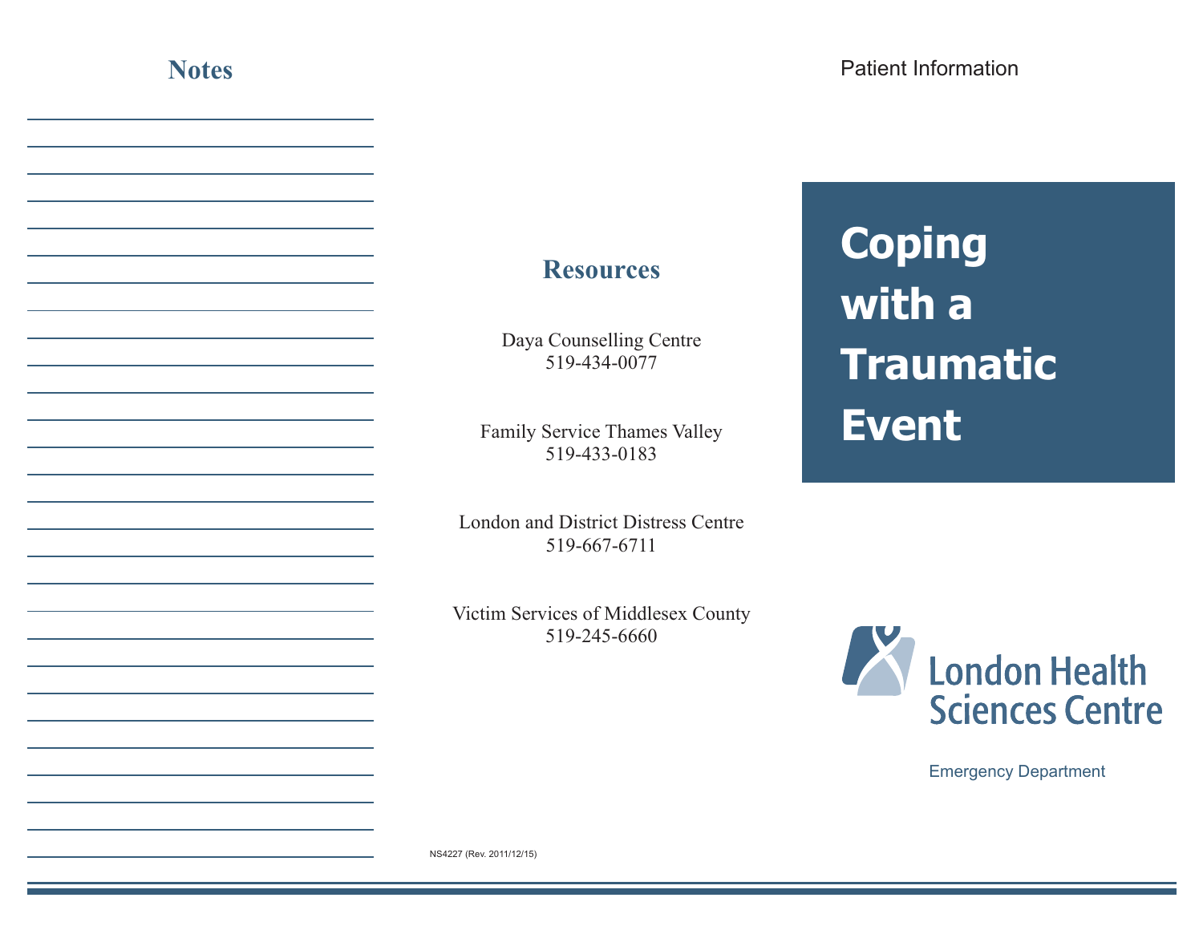## Notes

## Resources

Daya Counselling Centre
519-434-0077

Family Service Thames Valley
519-433-0183

London and District Distress Centre
519-667-6711

Victim Services of Middlesex County
519-245-6660

NS4227 (Rev. 2011/12/15)

Patient Information

# Coping with a Traumatic Event

London Health Sciences Centre

Emergency Department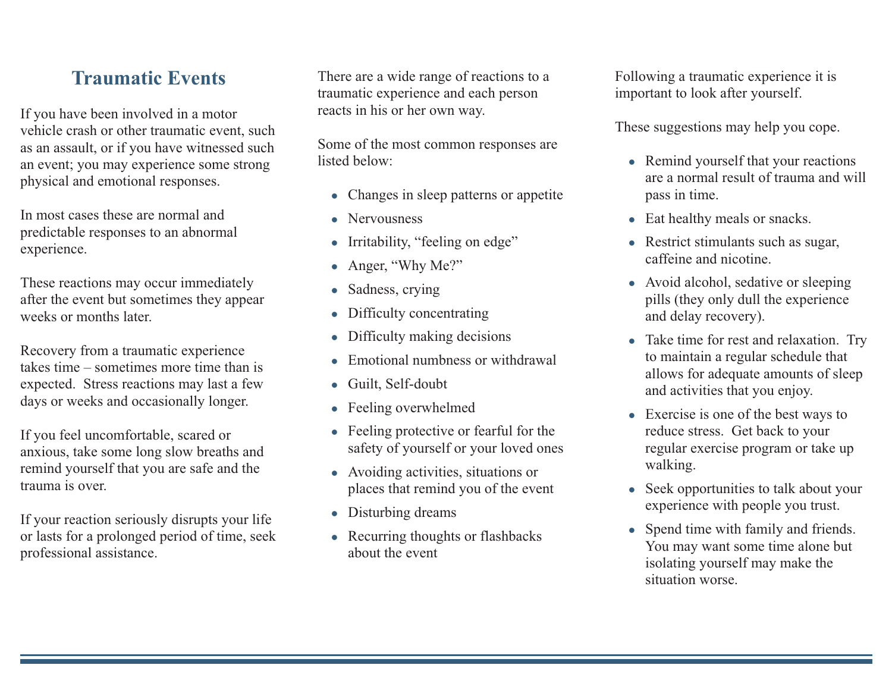## Traumatic Events

If you have been involved in a motor vehicle crash or other traumatic event, such as an assault, or if you have witnessed such an event; you may experience some strong physical and emotional responses.

In most cases these are normal and predictable responses to an abnormal experience.

These reactions may occur immediately after the event but sometimes they appear weeks or months later.

Recovery from a traumatic experience takes time – sometimes more time than is expected. Stress reactions may last a few days or weeks and occasionally longer.

If you feel uncomfortable, scared or anxious, take some long slow breaths and remind yourself that you are safe and the trauma is over.

If your reaction seriously disrupts your life or lasts for a prolonged period of time, seek professional assistance.

There are a wide range of reactions to a traumatic experience and each person reacts in his or her own way.

Some of the most common responses are listed below:

- Changes in sleep patterns or appetite
- Nervousness
- Irritability, "feeling on edge"
- Anger, "Why Me?"
- Sadness, crying
- Difficulty concentrating
- Difficulty making decisions
- Emotional numbness or withdrawal
- Guilt, Self-doubt
- Feeling overwhelmed
- Feeling protective or fearful for the safety of yourself or your loved ones
- Avoiding activities, situations or places that remind you of the event
- Disturbing dreams
- Recurring thoughts or flashbacks about the event

Following a traumatic experience it is important to look after yourself.

These suggestions may help you cope.

- Remind yourself that your reactions are a normal result of trauma and will pass in time.
- Eat healthy meals or snacks.
- Restrict stimulants such as sugar, caffeine and nicotine.
- Avoid alcohol, sedative or sleeping pills (they only dull the experience and delay recovery).
- Take time for rest and relaxation. Try to maintain a regular schedule that allows for adequate amounts of sleep and activities that you enjoy.
- Exercise is one of the best ways to reduce stress. Get back to your regular exercise program or take up walking.
- Seek opportunities to talk about your experience with people you trust.
- Spend time with family and friends. You may want some time alone but isolating yourself may make the situation worse.